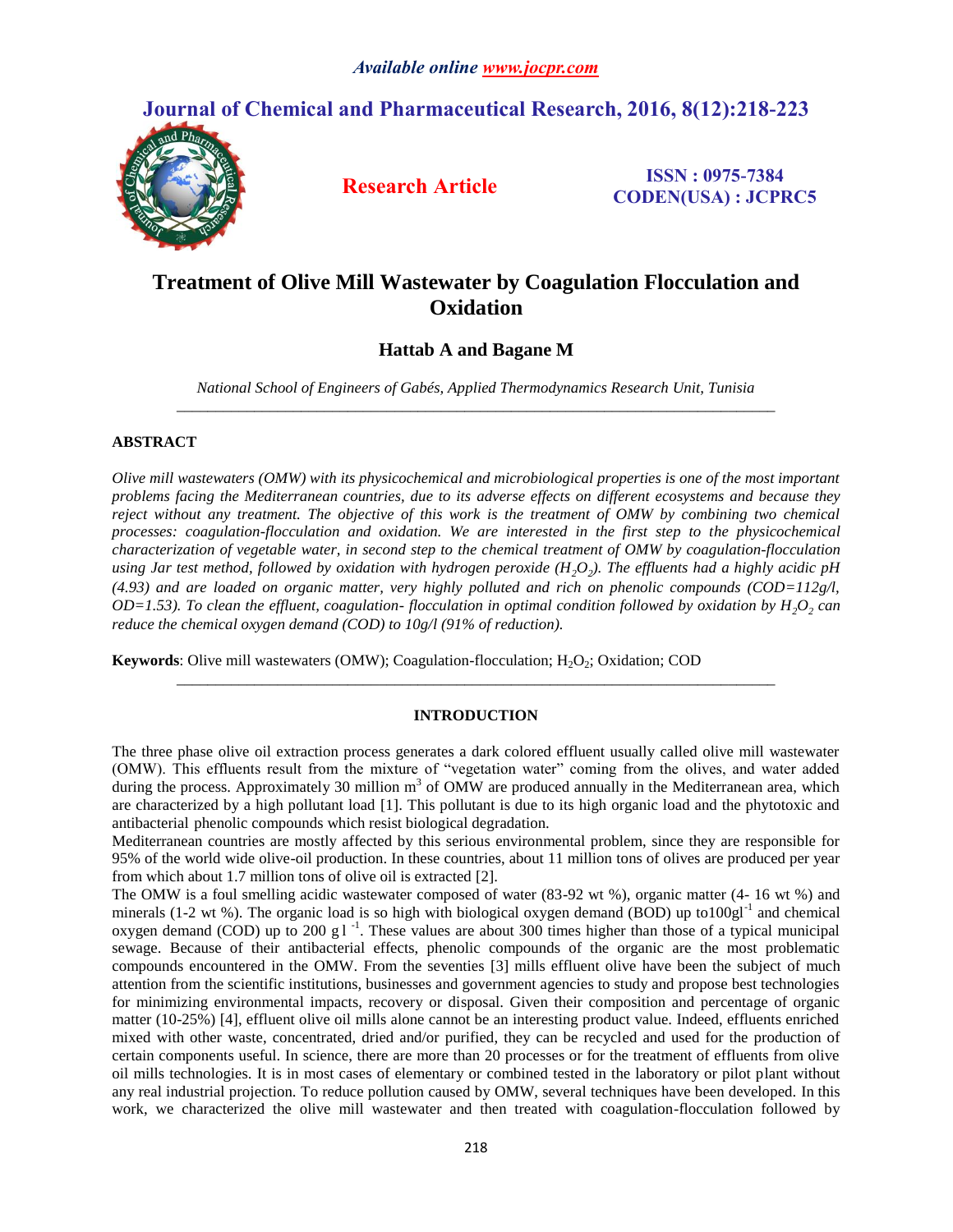# Treatment of Olive Mill Wastewater by Coagulation Flocculation and Oxidation

**Hattab A and Bagane M**

*National School of Engineers of Gabés, Applied Thermodynamics Research Unit, Tunisia*

## ABSTRACT

*Olive mill wastewaters (OMW) with its physicochemical and microbiological properties is one of the most important problems facing the Mediterranean countries, due to its adverse effects on different ecosystems and because they reject without any treatment. The objective of this work is the treatment of OMW by combining two chemical processes: coagulation-flocculation and oxidation. We are interested in the first step to the physicochemical characterization of vegetable water, in second step to the chemical treatment of OMW by coagulation-flocculation using Jar test method, followed by oxidation with hydrogen peroxide ($H_2O_2$). The effluents had a highly acidic pH (4.93) and are loaded on organic matter, very highly polluted and rich on phenolic compounds (COD=112g/l, OD=1.53). To clean the effluent, coagulation- flocculation in optimal condition followed by oxidation by $H_2O_2$ can reduce the chemical oxygen demand (COD) to 10g/l (91% of reduction).*

**Keywords**: Olive mill wastewaters (OMW); Coagulation-flocculation; $H_2O_2$; Oxidation; COD

## INTRODUCTION

The three phase olive oil extraction process generates a dark colored effluent usually called olive mill wastewater (OMW). This effluents result from the mixture of "vegetation water" coming from the olives, and water added during the process. Approximately 30 million $m^3$ of OMW are produced annually in the Mediterranean area, which are characterized by a high pollutant load [1]. This pollutant is due to its high organic load and the phytotoxic and antibacterial phenolic compounds which resist biological degradation.

Mediterranean countries are mostly affected by this serious environmental problem, since they are responsible for 95% of the world wide olive-oil production. In these countries, about 11 million tons of olives are produced per year from which about 1.7 million tons of olive oil is extracted [2].

The OMW is a foul smelling acidic wastewater composed of water (83-92 wt %), organic matter (4- 16 wt %) and minerals (1-2 wt %). The organic load is so high with biological oxygen demand (BOD) up to100$gl^{-1}$ and chemical oxygen demand (COD) up to 200 $g l^{-1}$. These values are about 300 times higher than those of a typical municipal sewage. Because of their antibacterial effects, phenolic compounds of the organic are the most problematic compounds encountered in the OMW. From the seventies [3] mills effluent olive have been the subject of much attention from the scientific institutions, businesses and government agencies to study and propose best technologies for minimizing environmental impacts, recovery or disposal. Given their composition and percentage of organic matter (10-25%) [4], effluent olive oil mills alone cannot be an interesting product value. Indeed, effluents enriched mixed with other waste, concentrated, dried and/or purified, they can be recycled and used for the production of certain components useful. In science, there are more than 20 processes or for the treatment of effluents from olive oil mills technologies. It is in most cases of elementary or combined tested in the laboratory or pilot plant without any real industrial projection. To reduce pollution caused by OMW, several techniques have been developed. In this work, we characterized the olive mill wastewater and then treated with coagulation-flocculation followed by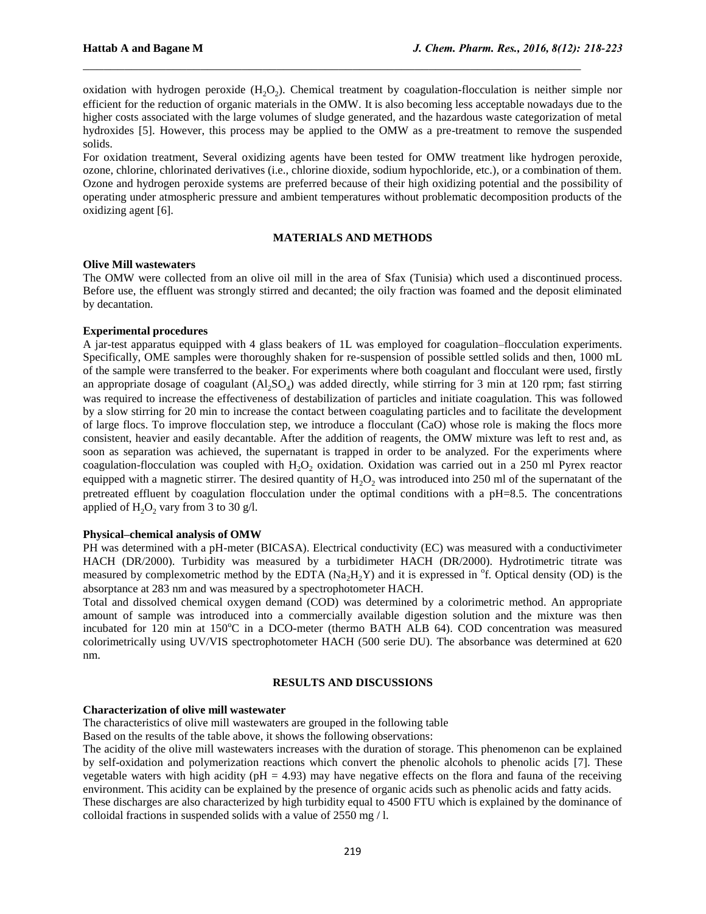oxidation with hydrogen peroxide ($H_2O_2$). Chemical treatment by coagulation-flocculation is neither simple nor efficient for the reduction of organic materials in the OMW. It is also becoming less acceptable nowadays due to the higher costs associated with the large volumes of sludge generated, and the hazardous waste categorization of metal hydroxides [5]. However, this process may be applied to the OMW as a pre-treatment to remove the suspended solids.

For oxidation treatment, Several oxidizing agents have been tested for OMW treatment like hydrogen peroxide, ozone, chlorine, chlorinated derivatives (i.e., chlorine dioxide, sodium hypochloride, etc.), or a combination of them. Ozone and hydrogen peroxide systems are preferred because of their high oxidizing potential and the possibility of operating under atmospheric pressure and ambient temperatures without problematic decomposition products of the oxidizing agent [6].

## MATERIALS AND METHODS

### Olive Mill wastewaters

The OMW were collected from an olive oil mill in the area of Sfax (Tunisia) which used a discontinued process. Before use, the effluent was strongly stirred and decanted; the oily fraction was foamed and the deposit eliminated by decantation.

### Experimental procedures

A jar-test apparatus equipped with 4 glass beakers of 1L was employed for coagulation–flocculation experiments. Specifically, OME samples were thoroughly shaken for re-suspension of possible settled solids and then, 1000 mL of the sample were transferred to the beaker. For experiments where both coagulant and flocculant were used, firstly an appropriate dosage of coagulant ($Al_2SO_4$) was added directly, while stirring for 3 min at 120 rpm; fast stirring was required to increase the effectiveness of destabilization of particles and initiate coagulation. This was followed by a slow stirring for 20 min to increase the contact between coagulating particles and to facilitate the development of large flocs. To improve flocculation step, we introduce a flocculant (CaO) whose role is making the flocs more consistent, heavier and easily decantable. After the addition of reagents, the OMW mixture was left to rest and, as soon as separation was achieved, the supernatant is trapped in order to be analyzed. For the experiments where coagulation-flocculation was coupled with $H_2O_2$ oxidation. Oxidation was carried out in a 250 ml Pyrex reactor equipped with a magnetic stirrer. The desired quantity of $H_2O_2$ was introduced into 250 ml of the supernatant of the pretreated effluent by coagulation flocculation under the optimal conditions with a pH=8.5. The concentrations applied of $H_2O_2$ vary from 3 to 30 g/l.

### Physical–chemical analysis of OMW

PH was determined with a pH-meter (BICASA). Electrical conductivity (EC) was measured with a conductivimeter HACH (DR/2000). Turbidity was measured by a turbidimeter HACH (DR/2000). Hydrotimetric titrate was measured by complexometric method by the EDTA ($Na_2H_2Y$) and it is expressed in $^{o}$f. Optical density (OD) is the absorptance at 283 nm and was measured by a spectrophotometer HACH.

Total and dissolved chemical oxygen demand (COD) was determined by a colorimetric method. An appropriate amount of sample was introduced into a commercially available digestion solution and the mixture was then incubated for 120 min at 150$^{o}$C in a DCO-meter (thermo BATH ALB 64). COD concentration was measured colorimetrically using UV/VIS spectrophotometer HACH (500 serie DU). The absorbance was determined at 620 nm.

## RESULTS AND DISCUSSIONS

### Characterization of olive mill wastewater

The characteristics of olive mill wastewaters are grouped in the following table

Based on the results of the table above, it shows the following observations:

The acidity of the olive mill wastewaters increases with the duration of storage. This phenomenon can be explained by self-oxidation and polymerization reactions which convert the phenolic alcohols to phenolic acids [7]. These vegetable waters with high acidity (pH = 4.93) may have negative effects on the flora and fauna of the receiving environment. This acidity can be explained by the presence of organic acids such as phenolic acids and fatty acids.

These discharges are also characterized by high turbidity equal to 4500 FTU which is explained by the dominance of colloidal fractions in suspended solids with a value of 2550 mg / l.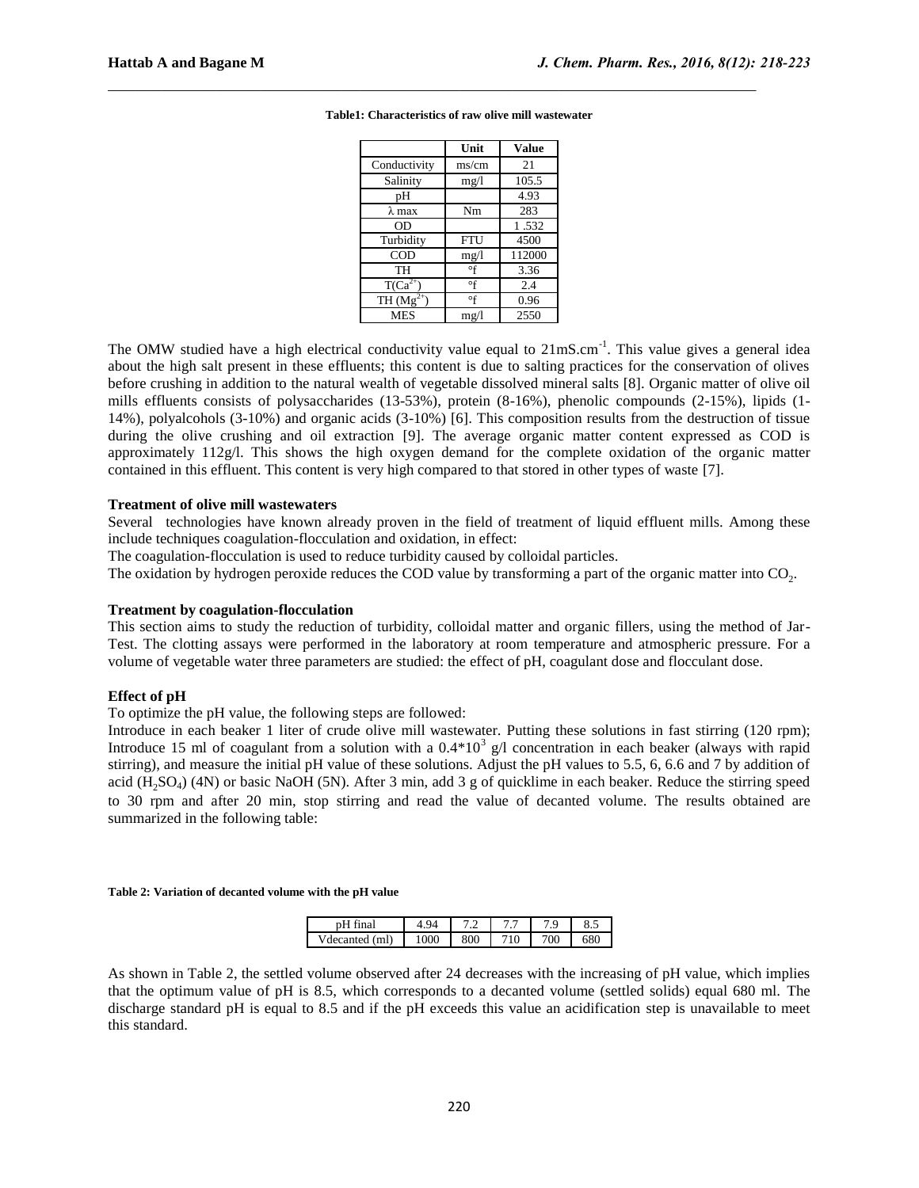**Table1: Characteristics of raw olive mill wastewater**

| | Unit | Value |
|---|---|---|
| Conductivity | ms/cm | 21 |
| Salinity | mg/l | 105.5 |
| pH | | 4.93 |
| λ max | Nm | 283 |
| OD | | 1 .532 |
| Turbidity | FTU | 4500 |
| COD | mg/l | 112000 |
| TH | °f | 3.36 |
| $T(Ca^{2+})$ | °f | 2.4 |
| TH $(Mg^{2+})$ | °f | 0.96 |
| MES | mg/l | 2550 |

The OMW studied have a high electrical conductivity value equal to $21 mS.cm^{-1}$. This value gives a general idea about the high salt present in these effluents; this content is due to salting practices for the conservation of olives before crushing in addition to the natural wealth of vegetable dissolved mineral salts [8]. Organic matter of olive oil mills effluents consists of polysaccharides (13-53%), protein (8-16%), phenolic compounds (2-15%), lipids (1-14%), polyalcohols (3-10%) and organic acids (3-10%) [6]. This composition results from the destruction of tissue during the olive crushing and oil extraction [9]. The average organic matter content expressed as COD is approximately 112g/l. This shows the high oxygen demand for the complete oxidation of the organic matter contained in this effluent. This content is very high compared to that stored in other types of waste [7].

### Treatment of olive mill wastewaters

Several technologies have known already proven in the field of treatment of liquid effluent mills. Among these include techniques coagulation-flocculation and oxidation, in effect:

The coagulation-flocculation is used to reduce turbidity caused by colloidal particles.

The oxidation by hydrogen peroxide reduces the COD value by transforming a part of the organic matter into $CO_2$.

### Treatment by coagulation-flocculation

This section aims to study the reduction of turbidity, colloidal matter and organic fillers, using the method of Jar-Test. The clotting assays were performed in the laboratory at room temperature and atmospheric pressure. For a volume of vegetable water three parameters are studied: the effect of pH, coagulant dose and flocculant dose.

### Effect of pH

To optimize the pH value, the following steps are followed:

Introduce in each beaker 1 liter of crude olive mill wastewater. Putting these solutions in fast stirring (120 rpm); Introduce 15 ml of coagulant from a solution with a $0.4*10^3$ g/l concentration in each beaker (always with rapid stirring), and measure the initial pH value of these solutions. Adjust the pH values to 5.5, 6, 6.6 and 7 by addition of acid ($H_2SO_4$) (4N) or basic NaOH (5N). After 3 min, add 3 g of quicklime in each beaker. Reduce the stirring speed to 30 rpm and after 20 min, stop stirring and read the value of decanted volume. The results obtained are summarized in the following table:

**Table 2: Variation of decanted volume with the pH value**

| pH final | 4.94 | 7.2 | 7.7 | 7.9 | 8.5 |
|---|---|---|---|---|---|
| Vdecanted (ml) | 1000 | 800 | 710 | 700 | 680 |

As shown in Table 2, the settled volume observed after 24 decreases with the increasing of pH value, which implies that the optimum value of pH is 8.5, which corresponds to a decanted volume (settled solids) equal 680 ml. The discharge standard pH is equal to 8.5 and if the pH exceeds this value an acidification step is unavailable to meet this standard.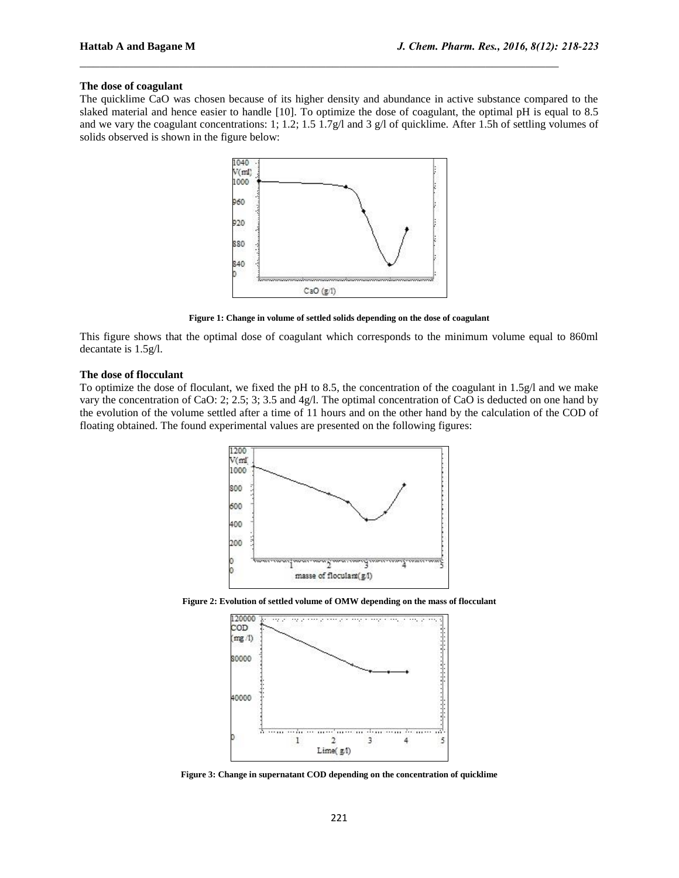**The dose of coagulant**

The quicklime CaO was chosen because of its higher density and abundance in active substance compared to the slaked material and hence easier to handle [10]. To optimize the dose of coagulant, the optimal pH is equal to 8.5 and we vary the coagulant concentrations: 1; 1.2; 1.5 1.7g/l and 3 g/l of quicklime. After 1.5h of settling volumes of solids observed is shown in the figure below:

**Figure 1: Change in volume of settled solids depending on the dose of coagulant**

This figure shows that the optimal dose of coagulant which corresponds to the minimum volume equal to 860ml decantate is 1.5g/l.

**The dose of flocculant**

To optimize the dose of floculant, we fixed the pH to 8.5, the concentration of the coagulant in 1.5g/l and we make vary the concentration of CaO: 2; 2.5; 3; 3.5 and 4g/l. The optimal concentration of CaO is deducted on one hand by the evolution of the volume settled after a time of 11 hours and on the other hand by the calculation of the COD of floating obtained. The found experimental values are presented on the following figures:

**Figure 2: Evolution of settled volume of OMW depending on the mass of flocculant**

**Figure 3: Change in supernatant COD depending on the concentration of quicklime**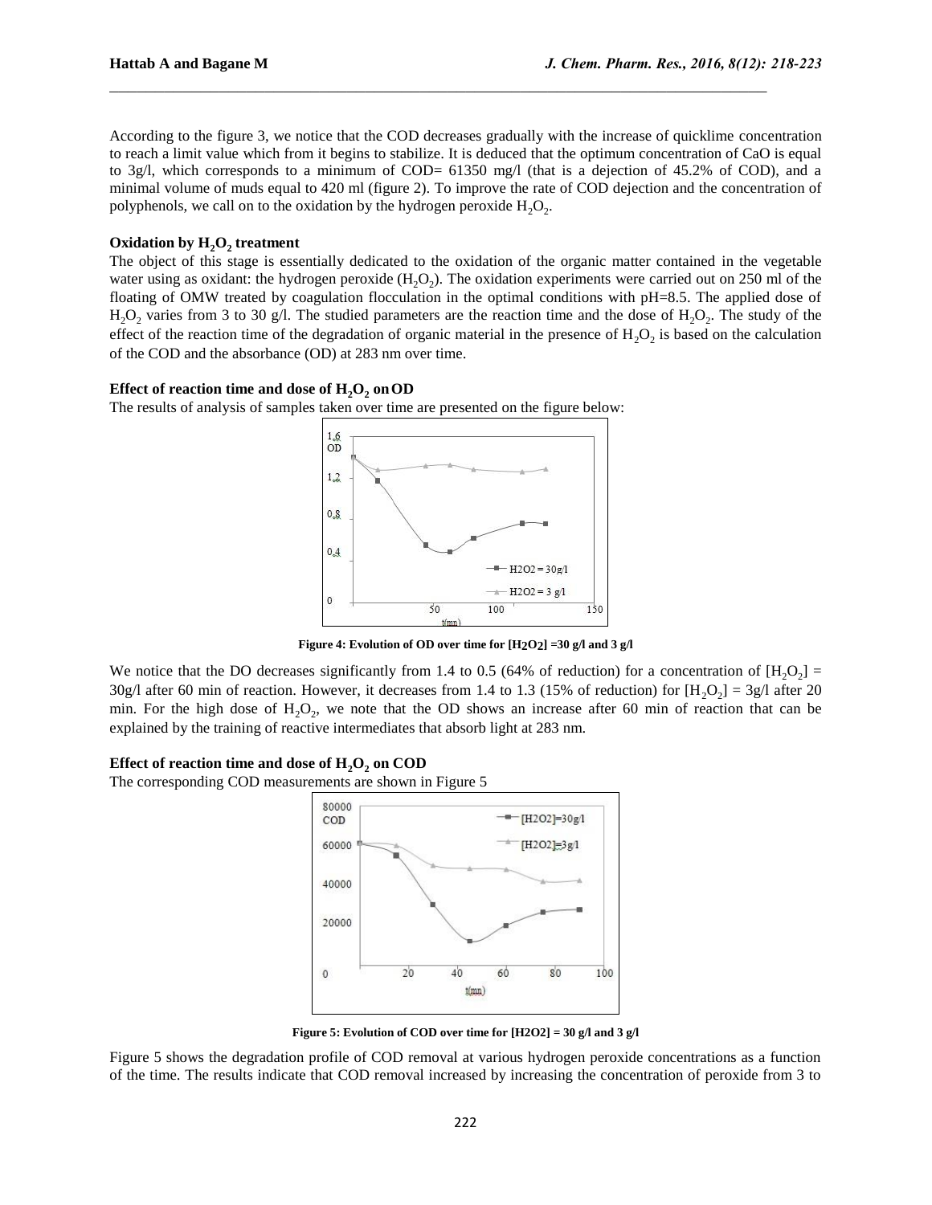According to the figure 3, we notice that the COD decreases gradually with the increase of quicklime concentration to reach a limit value which from it begins to stabilize. It is deduced that the optimum concentration of CaO is equal to 3g/l, which corresponds to a minimum of COD= 61350 mg/l (that is a dejection of 45.2% of COD), and a minimal volume of muds equal to 420 ml (figure 2). To improve the rate of COD dejection and the concentration of polyphenols, we call on to the oxidation by the hydrogen peroxide $H_2O_2$.

**Oxidation by $H_2O_2$ treatment**

The object of this stage is essentially dedicated to the oxidation of the organic matter contained in the vegetable water using as oxidant: the hydrogen peroxide ($H_2O_2$). The oxidation experiments were carried out on 250 ml of the floating of OMW treated by coagulation flocculation in the optimal conditions with pH=8.5. The applied dose of $H_2O_2$ varies from 3 to 30 g/l. The studied parameters are the reaction time and the dose of $H_2O_2$. The study of the effect of the reaction time of the degradation of organic material in the presence of $H_2O_2$ is based on the calculation of the COD and the absorbance (OD) at 283 nm over time.

**Effect of reaction time and dose of $H_2O_2$ on OD**

The results of analysis of samples taken over time are presented on the figure below:

**Figure 4: Evolution of OD over time for [$H_2O_2$] =30 g/l and 3 g/l**

We notice that the DO decreases significantly from 1.4 to 0.5 (64% of reduction) for a concentration of [$H_2O_2$] = 30g/l after 60 min of reaction. However, it decreases from 1.4 to 1.3 (15% of reduction) for [$H_2O_2$] = 3g/l after 20 min. For the high dose of $H_2O_2$, we note that the OD shows an increase after 60 min of reaction that can be explained by the training of reactive intermediates that absorb light at 283 nm.

**Effect of reaction time and dose of $H_2O_2$ on COD**

The corresponding COD measurements are shown in Figure 5

**Figure 5: Evolution of COD over time for [H2O2] = 30 g/l and 3 g/l**

Figure 5 shows the degradation profile of COD removal at various hydrogen peroxide concentrations as a function of the time. The results indicate that COD removal increased by increasing the concentration of peroxide from 3 to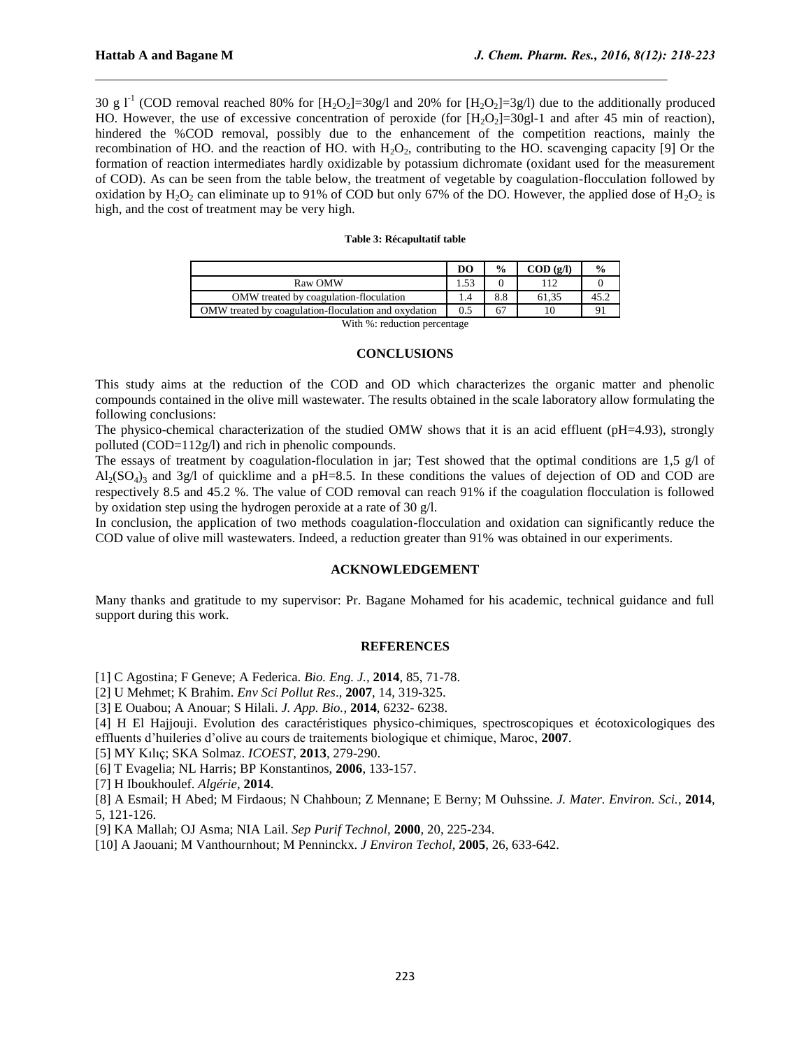30 g $l^{-1}$ (COD removal reached 80% for $[H_2O_2]$=30g/l and 20% for $[H_2O_2]$=3g/l) due to the additionally produced HO. However, the use of excessive concentration of peroxide (for $[H_2O_2]$=30gl-1 and after 45 min of reaction), hindered the %COD removal, possibly due to the enhancement of the competition reactions, mainly the recombination of HO. and the reaction of HO. with $H_2O_2$, contributing to the HO. scavenging capacity [9] Or the formation of reaction intermediates hardly oxidizable by potassium dichromate (oxidant used for the measurement of COD). As can be seen from the table below, the treatment of vegetable by coagulation-flocculation followed by oxidation by $H_2O_2$ can eliminate up to 91% of COD but only 67% of the DO. However, the applied dose of $H_2O_2$ is high, and the cost of treatment may be very high.

**Table 3: Récapultatif table**

| | DO | % | COD (g/l) | % |
|---|---|---|---|---|
| Raw OMW | 1.53 | 0 | 112 | 0 |
| OMW treated by coagulation-floculation | 1.4 | 8.8 | 61,35 | 45.2 |
| OMW treated by coagulation-floculation and oxydation | 0.5 | 67 | 10 | 91 |

With %: reduction percentage

## CONCLUSIONS

This study aims at the reduction of the COD and OD which characterizes the organic matter and phenolic compounds contained in the olive mill wastewater. The results obtained in the scale laboratory allow formulating the following conclusions:

The physico-chemical characterization of the studied OMW shows that it is an acid effluent (pH=4.93), strongly polluted (COD=112g/l) and rich in phenolic compounds.

The essays of treatment by coagulation-floculation in jar; Test showed that the optimal conditions are 1,5 g/l of $Al_2(SO_4)_3$ and 3g/l of quicklime and a pH=8.5. In these conditions the values of dejection of OD and COD are respectively 8.5 and 45.2 %. The value of COD removal can reach 91% if the coagulation flocculation is followed by oxidation step using the hydrogen peroxide at a rate of 30 g/l.

In conclusion, the application of two methods coagulation-flocculation and oxidation can significantly reduce the COD value of olive mill wastewaters. Indeed, a reduction greater than 91% was obtained in our experiments.

## ACKNOWLEDGEMENT

Many thanks and gratitude to my supervisor: Pr. Bagane Mohamed for his academic, technical guidance and full support during this work.

## REFERENCES

[1] C Agostina; F Geneve; A Federica. *Bio. Eng. J.*, **2014**, 85, 71-78.

[2] U Mehmet; K Brahim. *Env Sci Pollut Res*., **2007**, 14, 319-325.

[3] E Ouabou; A Anouar; S Hilali. *J. App. Bio.*, **2014**, 6232- 6238.

[4] H El Hajjouji. Evolution des caractéristiques physico-chimiques, spectroscopiques et écotoxicologiques des effluents d'huileries d'olive au cours de traitements biologique et chimique, Maroc, **2007**.

[5] MY Kılıç; SKA Solmaz. *ICOEST*, **2013**, 279-290.

[6] T Evagelia; NL Harris; BP Konstantinos, **2006**, 133-157.

[7] H Iboukhoulef. *Algérie*, **2014**.

[8] A Esmail; H Abed; M Firdaous; N Chahboun; Z Mennane; E Berny; M Ouhssine. *J. Mater. Environ. Sci.*, **2014**, 5, 121-126.

[9] KA Mallah; OJ Asma; NIA Lail. *Sep Purif Technol*, **2000**, 20, 225-234.

[10] A Jaouani; M Vanthournhout; M Penninckx. *J Environ Techol*, **2005**, 26, 633-642.